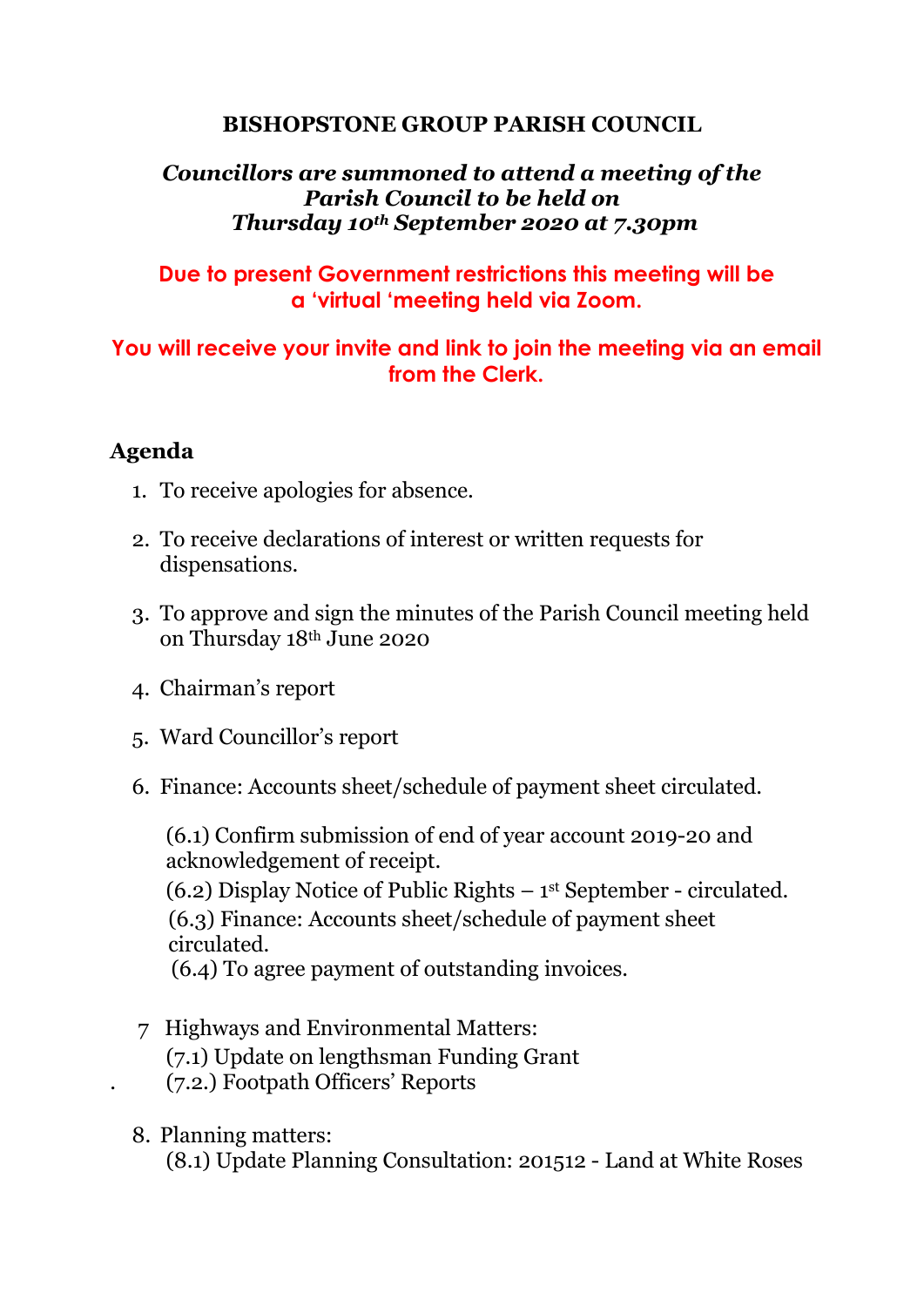# BISHOPSTONE GROUP PARISH COUNCIL

***Councillors are summoned to attend a meeting of the Parish Council to be held on Thursday 10th September 2020 at 7.30pm***

**Due to present Government restrictions this meeting will be a 'virtual 'meeting held via Zoom.**

**You will receive your invite and link to join the meeting via an email from the Clerk.**

## Agenda

1. To receive apologies for absence.

2. To receive declarations of interest or written requests for dispensations.

3. To approve and sign the minutes of the Parish Council meeting held on Thursday 18th June 2020

4. Chairman's report

5. Ward Councillor's report

6. Finance: Accounts sheet/schedule of payment sheet circulated.

   (6.1) Confirm submission of end of year account 2019-20 and acknowledgement of receipt.
   (6.2) Display Notice of Public Rights – 1st September - circulated.
   (6.3) Finance: Accounts sheet/schedule of payment sheet circulated.
   (6.4) To agree payment of outstanding invoices.

7. Highways and Environmental Matters:
   (7.1) Update on lengthsman Funding Grant
   (7.2.) Footpath Officers' Reports

8. Planning matters:
   (8.1) Update Planning Consultation: 201512 - Land at White Roses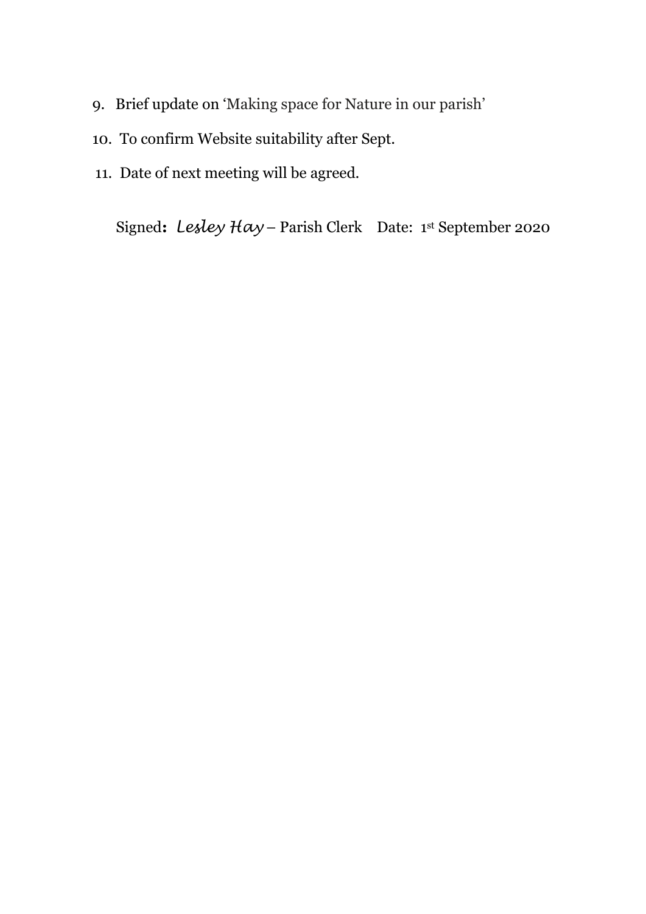9. Brief update on 'Making space for Nature in our parish'
10. To confirm Website suitability after Sept.
11. Date of next meeting will be agreed.

Signed**:** *Lesley Hay* – Parish Clerk    Date: 1st September 2020